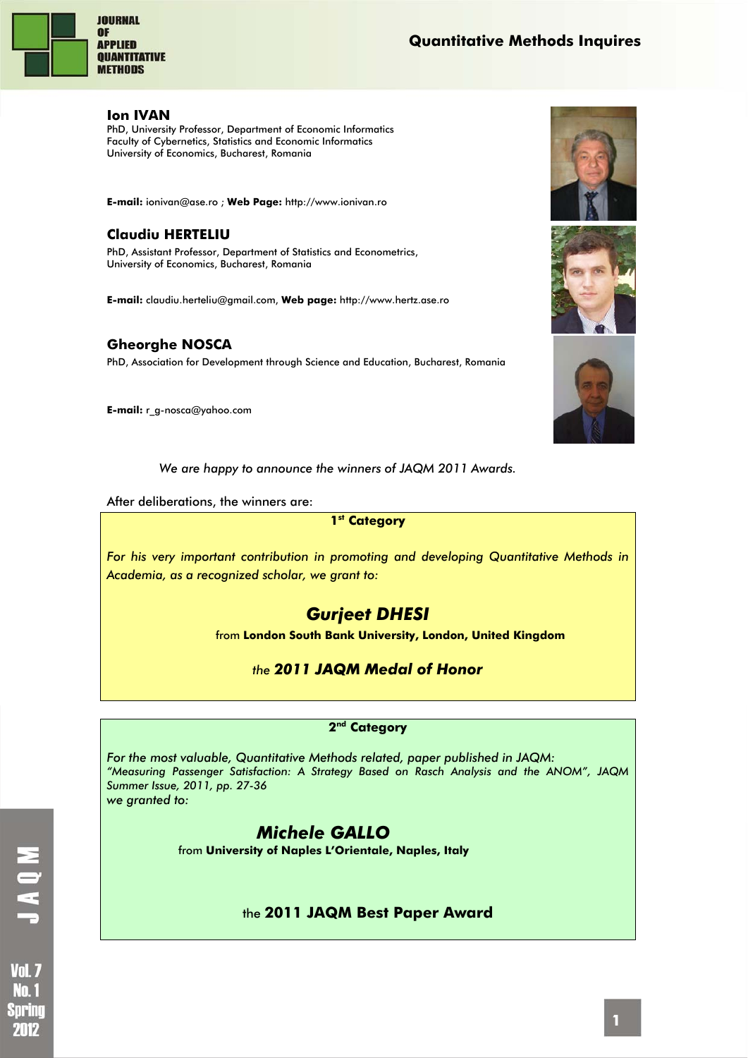**Ion IVAN**
PhD, University Professor, Department of Economic Informatics
Faculty of Cybernetics, Statistics and Economic Informatics
University of Economics, Bucharest, Romania

**E-mail:** ionivan@ase.ro ; **Web Page:** http://www.ionivan.ro

**Claudiu HERTELIU**
PhD, Assistant Professor, Department of Statistics and Econometrics,
University of Economics, Bucharest, Romania

**E-mail:** claudiu.herteliu@gmail.com, **Web page:** http://www.hertz.ase.ro

**Gheorghe NOSCA**
PhD, Association for Development through Science and Education, Bucharest, Romania

**E-mail:** r_g-nosca@yahoo.com

*We are happy to announce the winners of JAQM 2011 Awards.*

After deliberations, the winners are:

**1st Category**

*For his very important contribution in promoting and developing Quantitative Methods in Academia, as a recognized scholar, we grant to:*

***Gurjeet DHESI***

from **London South Bank University, London, United Kingdom**

*the* ***2011 JAQM Medal of Honor***

**2nd Category**

*For the most valuable, Quantitative Methods related, paper published in JAQM:*
*"Measuring Passenger Satisfaction: A Strategy Based on Rasch Analysis and the ANOM", JAQM Summer Issue, 2011, pp. 27-36*
*we granted to:*

***Michele GALLO***

from **University of Naples L'Orientale, Naples, Italy**

the **2011 JAQM Best Paper Award**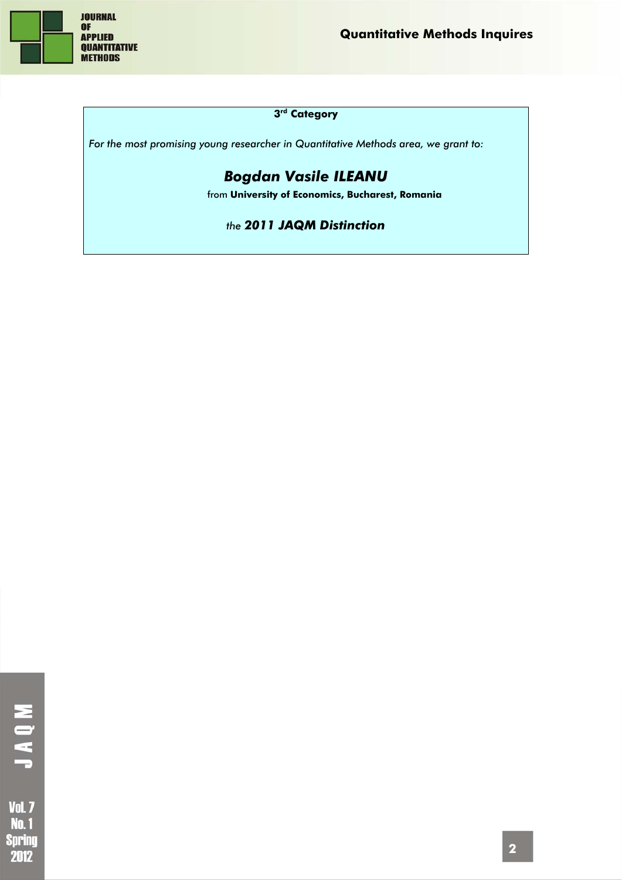**3rd Category**

*For the most promising young researcher in Quantitative Methods area, we grant to:*

***Bogdan Vasile ILEANU***

from **University of Economics, Bucharest, Romania**

*the* ***2011 JAQM Distinction***